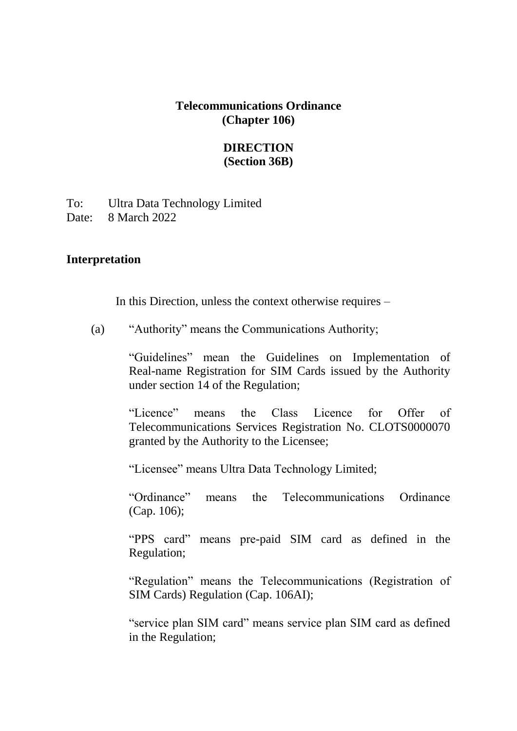**Telecommunications Ordinance**
**(Chapter 106)**

**DIRECTION**
**(Section 36B)**

To: Ultra Data Technology Limited
Date: 8 March 2022

## Interpretation

In this Direction, unless the context otherwise requires –

(a) "Authority" means the Communications Authority;

"Guidelines" mean the Guidelines on Implementation of Real-name Registration for SIM Cards issued by the Authority under section 14 of the Regulation;

"Licence" means the Class Licence for Offer of Telecommunications Services Registration No. CLOTS0000070 granted by the Authority to the Licensee;

"Licensee" means Ultra Data Technology Limited;

"Ordinance" means the Telecommunications Ordinance (Cap. 106);

"PPS card" means pre-paid SIM card as defined in the Regulation;

"Regulation" means the Telecommunications (Registration of SIM Cards) Regulation (Cap. 106AI);

"service plan SIM card" means service plan SIM card as defined in the Regulation;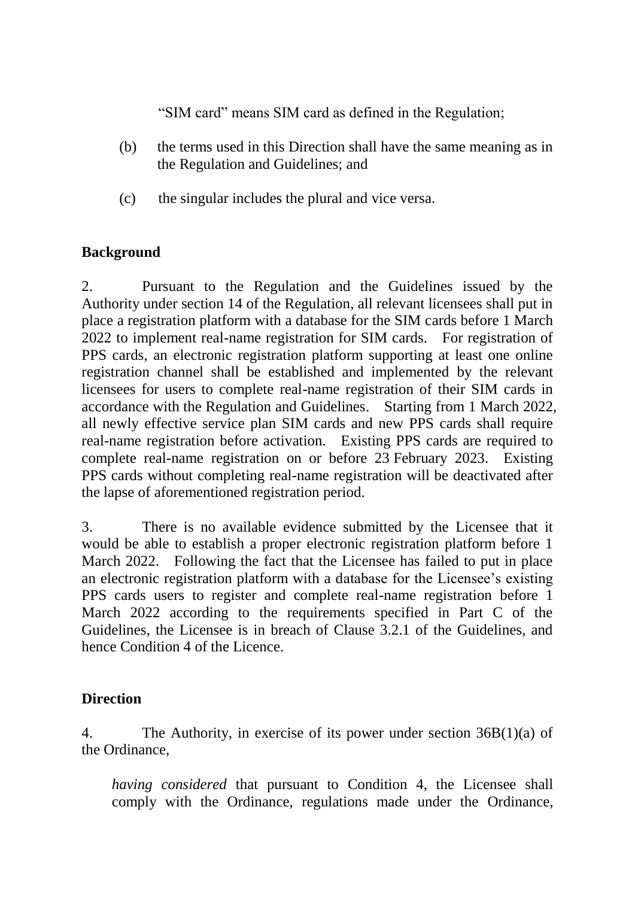"SIM card" means SIM card as defined in the Regulation;

(b) the terms used in this Direction shall have the same meaning as in the Regulation and Guidelines; and

(c) the singular includes the plural and vice versa.

## Background

2. Pursuant to the Regulation and the Guidelines issued by the Authority under section 14 of the Regulation, all relevant licensees shall put in place a registration platform with a database for the SIM cards before 1 March 2022 to implement real-name registration for SIM cards. For registration of PPS cards, an electronic registration platform supporting at least one online registration channel shall be established and implemented by the relevant licensees for users to complete real-name registration of their SIM cards in accordance with the Regulation and Guidelines. Starting from 1 March 2022, all newly effective service plan SIM cards and new PPS cards shall require real-name registration before activation. Existing PPS cards are required to complete real-name registration on or before 23 February 2023. Existing PPS cards without completing real-name registration will be deactivated after the lapse of aforementioned registration period.

3. There is no available evidence submitted by the Licensee that it would be able to establish a proper electronic registration platform before 1 March 2022. Following the fact that the Licensee has failed to put in place an electronic registration platform with a database for the Licensee's existing PPS cards users to register and complete real-name registration before 1 March 2022 according to the requirements specified in Part C of the Guidelines, the Licensee is in breach of Clause 3.2.1 of the Guidelines, and hence Condition 4 of the Licence.

## Direction

4. The Authority, in exercise of its power under section 36B(1)(a) of the Ordinance,

*having considered* that pursuant to Condition 4, the Licensee shall comply with the Ordinance, regulations made under the Ordinance,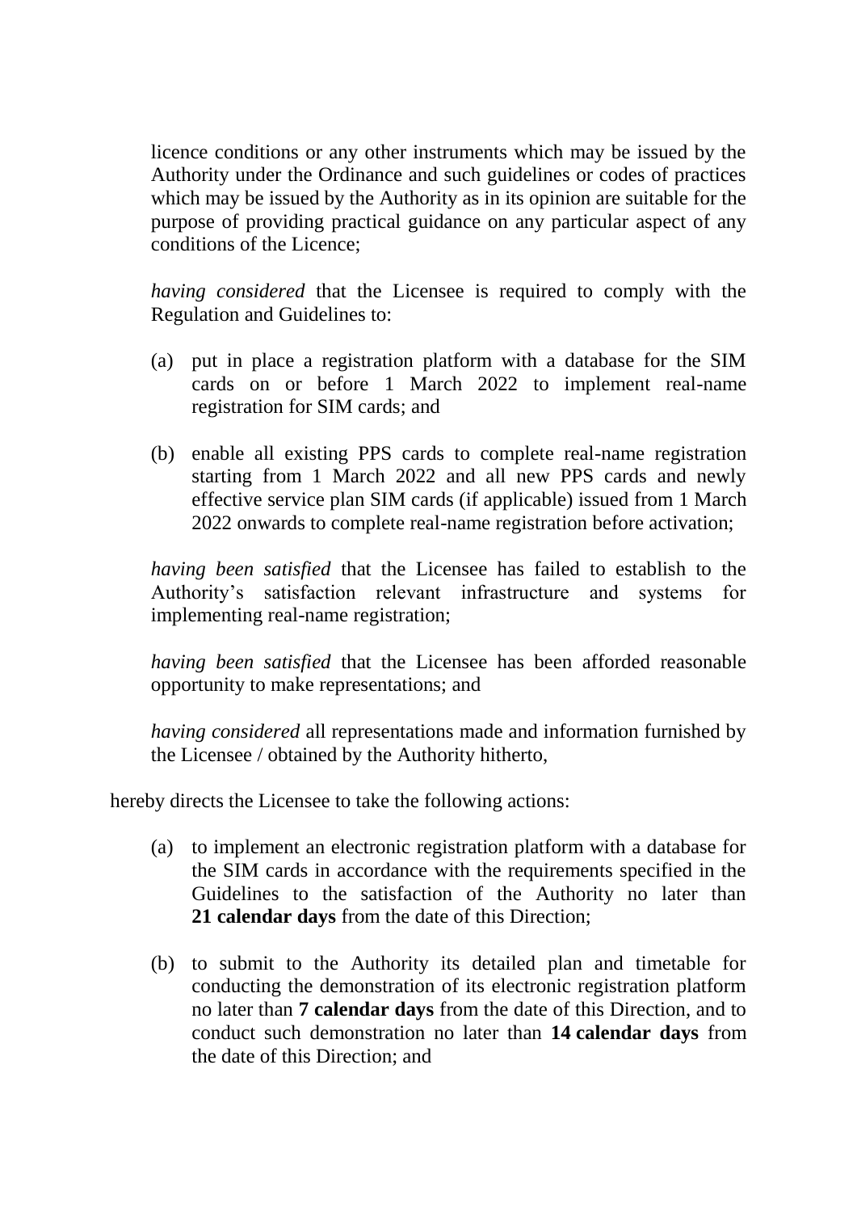licence conditions or any other instruments which may be issued by the Authority under the Ordinance and such guidelines or codes of practices which may be issued by the Authority as in its opinion are suitable for the purpose of providing practical guidance on any particular aspect of any conditions of the Licence;

*having considered* that the Licensee is required to comply with the Regulation and Guidelines to:

(a) put in place a registration platform with a database for the SIM cards on or before 1 March 2022 to implement real-name registration for SIM cards; and

(b) enable all existing PPS cards to complete real-name registration starting from 1 March 2022 and all new PPS cards and newly effective service plan SIM cards (if applicable) issued from 1 March 2022 onwards to complete real-name registration before activation;

*having been satisfied* that the Licensee has failed to establish to the Authority's satisfaction relevant infrastructure and systems for implementing real-name registration;

*having been satisfied* that the Licensee has been afforded reasonable opportunity to make representations; and

*having considered* all representations made and information furnished by the Licensee / obtained by the Authority hitherto,

hereby directs the Licensee to take the following actions:

(a) to implement an electronic registration platform with a database for the SIM cards in accordance with the requirements specified in the Guidelines to the satisfaction of the Authority no later than **21 calendar days** from the date of this Direction;

(b) to submit to the Authority its detailed plan and timetable for conducting the demonstration of its electronic registration platform no later than **7 calendar days** from the date of this Direction, and to conduct such demonstration no later than **14 calendar days** from the date of this Direction; and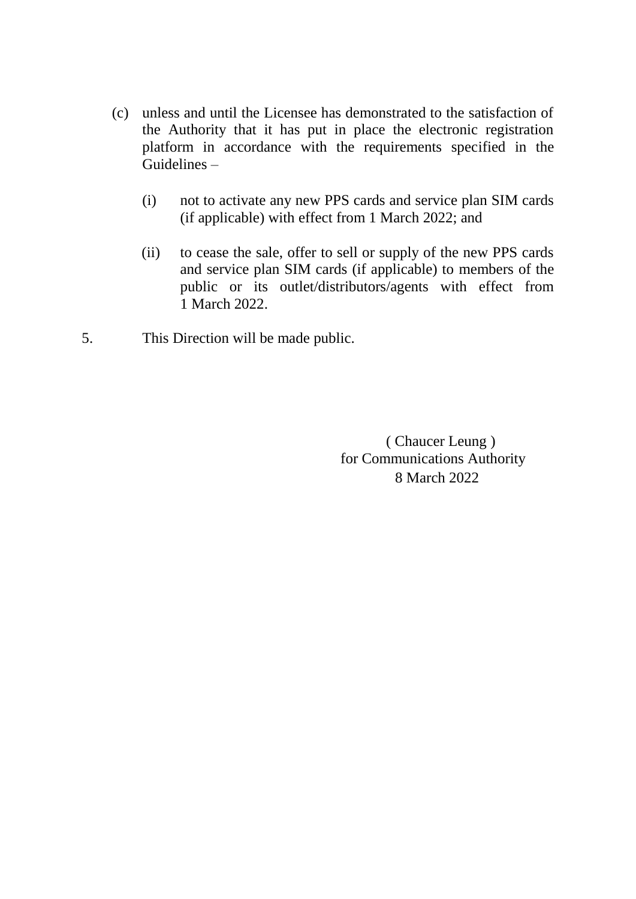(c) unless and until the Licensee has demonstrated to the satisfaction of the Authority that it has put in place the electronic registration platform in accordance with the requirements specified in the Guidelines –

    (i) not to activate any new PPS cards and service plan SIM cards (if applicable) with effect from 1 March 2022; and

    (ii) to cease the sale, offer to sell or supply of the new PPS cards and service plan SIM cards (if applicable) to members of the public or its outlet/distributors/agents with effect from 1 March 2022.

5. This Direction will be made public.

( Chaucer Leung )
for Communications Authority
8 March 2022